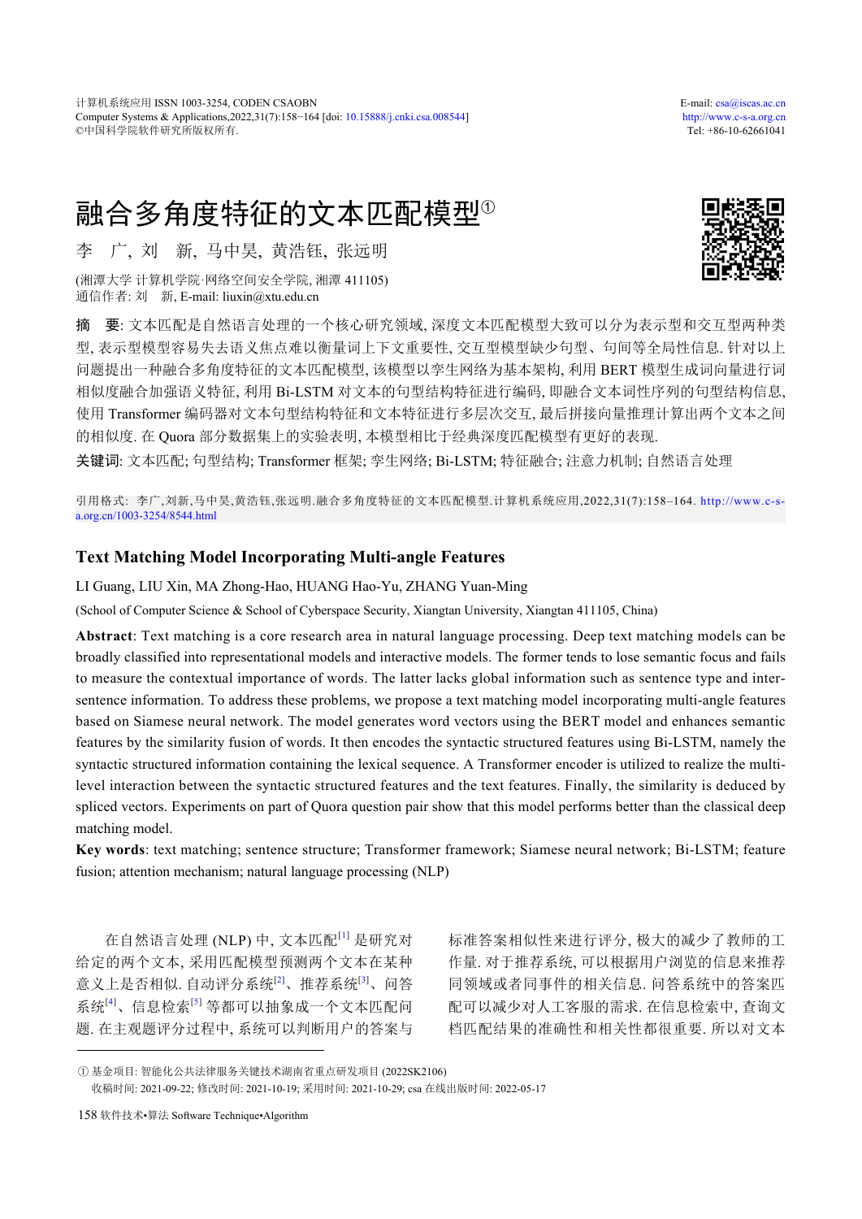# 融合多角度特征的文本匹配模型①

李　广, 刘　新, 马中昊, 黄浩钰, 张远明

(湘潭大学 计算机学院·网络空间安全学院, 湘潭 411105)

通信作者: 刘　新, E-mail: liuxin@xtu.edu.cn

**摘　要**: 文本匹配是自然语言处理的一个核心研究领域, 深度文本匹配模型大致可以分为表示型和交互型两种类型, 表示型模型容易失去语义焦点难以衡量词上下文重要性, 交互型模型缺少句型、句间等全局性信息. 针对以上问题提出一种融合多角度特征的文本匹配模型, 该模型以孪生网络为基本架构, 利用 BERT 模型生成词向量进行词相似度融合加强语义特征, 利用 Bi-LSTM 对文本的句型结构特征进行编码, 即融合文本词性序列的句型结构信息, 使用 Transformer 编码器对文本句型结构特征和文本特征进行多层次交互, 最后拼接向量推理计算出两个文本之间的相似度. 在 Quora 部分数据集上的实验表明, 本模型相比于经典深度匹配模型有更好的表现.

**关键词**: 文本匹配; 句型结构; Transformer 框架; 孪生网络; Bi-LSTM; 特征融合; 注意力机制; 自然语言处理

引用格式: 李广,刘新,马中昊,黄浩钰,张远明.融合多角度特征的文本匹配模型.计算机系统应用,2022,31(7):158–164. http://www.c-s-a.org.cn/1003-3254/8544.html

## Text Matching Model Incorporating Multi-angle Features

LI Guang, LIU Xin, MA Zhong-Hao, HUANG Hao-Yu, ZHANG Yuan-Ming

(School of Computer Science & School of Cyberspace Security, Xiangtan University, Xiangtan 411105, China)

**Abstract**: Text matching is a core research area in natural language processing. Deep text matching models can be broadly classified into representational models and interactive models. The former tends to lose semantic focus and fails to measure the contextual importance of words. The latter lacks global information such as sentence type and inter-sentence information. To address these problems, we propose a text matching model incorporating multi-angle features based on Siamese neural network. The model generates word vectors using the BERT model and enhances semantic features by the similarity fusion of words. It then encodes the syntactic structured features using Bi-LSTM, namely the syntactic structured information containing the lexical sequence. A Transformer encoder is utilized to realize the multi-level interaction between the syntactic structured features and the text features. Finally, the similarity is deduced by spliced vectors. Experiments on part of Quora question pair show that this model performs better than the classical deep matching model.

**Key words**: text matching; sentence structure; Transformer framework; Siamese neural network; Bi-LSTM; feature fusion; attention mechanism; natural language processing (NLP)

在自然语言处理 (NLP) 中, 文本匹配[1] 是研究对给定的两个文本, 采用匹配模型预测两个文本在某种意义上是否相似. 自动评分系统[2]、推荐系统[3]、问答系统[4]、信息检索[5] 等都可以抽象成一个文本匹配问题. 在主观题评分过程中, 系统可以判断用户的答案与标准答案相似性来进行评分, 极大的减少了教师的工作量. 对于推荐系统, 可以根据用户浏览的信息来推荐同领域或者同事件的相关信息. 问答系统中的答案匹配可以减少对人工客服的需求. 在信息检索中, 查询文档匹配结果的准确性和相关性都很重要. 所以对文本

① 基金项目: 智能化公共法律服务关键技术湖南省重点研发项目 (2022SK2106)

收稿时间: 2021-09-22; 修改时间: 2021-10-19; 采用时间: 2021-10-29; csa 在线出版时间: 2022-05-17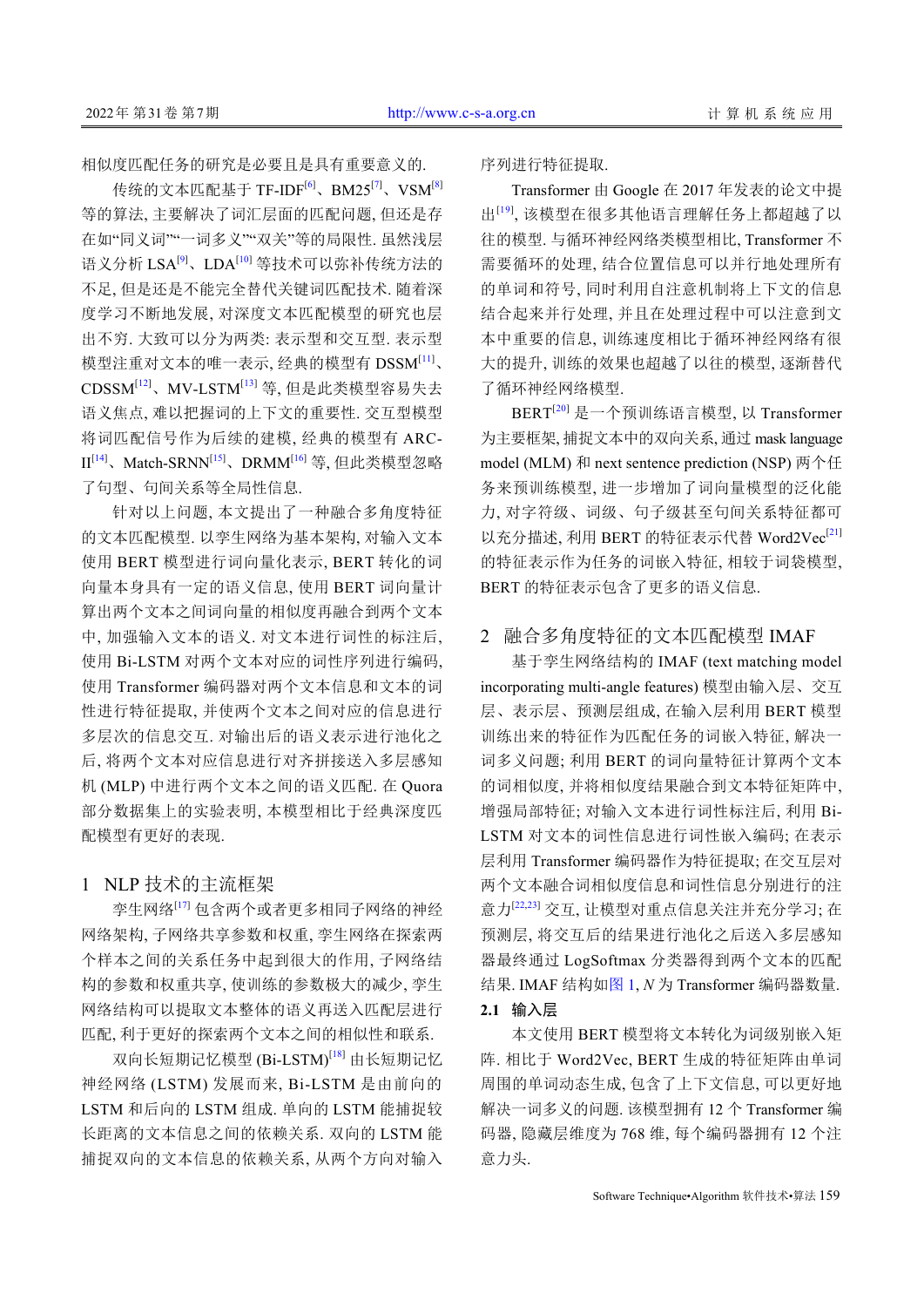相似度匹配任务的研究是必要且是具有重要意义的.

传统的文本匹配基于 TF-IDF[6]、BM25[7]、VSM[8]等的算法, 主要解决了词汇层面的匹配问题, 但还是存在如“同义词”“一词多义”“双关”等的局限性. 虽然浅层语义分析 LSA[9]、LDA[10] 等技术可以弥补传统方法的不足, 但是还是不能完全替代关键词匹配技术. 随着深度学习不断地发展, 对深度文本匹配模型的研究也层出不穷. 大致可以分为两类: 表示型和交互型. 表示型模型注重对文本的唯一表示, 经典的模型有 DSSM[11]、CDSSM[12]、MV-LSTM[13] 等, 但是此类模型容易失去语义焦点, 难以把握词的上下文的重要性. 交互型模型将词匹配信号作为后续的建模, 经典的模型有 ARC-II[14]、Match-SRNN[15]、DRMM[16] 等, 但此类模型忽略了句型、句间关系等全局性信息.

针对以上问题, 本文提出了一种融合多角度特征的文本匹配模型. 以孪生网络为基本架构, 对输入文本使用 BERT 模型进行词向量化表示, BERT 转化的词向量本身具有一定的语义信息, 使用 BERT 词向量计算出两个文本之间词向量的相似度再融合到两个文本中, 加强输入文本的语义. 对文本进行词性的标注后, 使用 Bi-LSTM 对两个文本对应的词性序列进行编码, 使用 Transformer 编码器对两个文本信息和文本的词性进行特征提取, 并使两个文本之间对应的信息进行多层次的信息交互. 对输出后的语义表示进行池化之后, 将两个文本对应信息进行对齐拼接送入多层感知机 (MLP) 中进行两个文本之间的语义匹配. 在 Quora 部分数据集上的实验表明, 本模型相比于经典深度匹配模型有更好的表现.

## 1 NLP 技术的主流框架

孪生网络[17] 包含两个或者更多相同子网络的神经网络架构, 子网络共享参数和权重, 孪生网络在探索两个样本之间的关系任务中起到很大的作用, 子网络结构的参数和权重共享, 使训练的参数极大的减少, 孪生网络结构可以提取文本整体的语义再送入匹配层进行匹配, 利于更好的探索两个文本之间的相似性和联系.

双向长短期记忆模型 (Bi-LSTM)[18] 由长短期记忆神经网络 (LSTM) 发展而来, Bi-LSTM 是由前向的 LSTM 和后向的 LSTM 组成. 单向的 LSTM 能捕捉较长距离的文本信息之间的依赖关系. 双向的 LSTM 能捕捉双向的文本信息的依赖关系, 从两个方向对输入序列进行特征提取.

Transformer 由 Google 在 2017 年发表的论文中提出[19], 该模型在很多其他语言理解任务上都超越了以往的模型. 与循环神经网络类模型相比, Transformer 不需要循环的处理, 结合位置信息可以并行地处理所有的单词和符号, 同时利用自注意机制将上下文的信息结合起来并行处理, 并且在处理过程中可以注意到文本中重要的信息, 训练速度相比于循环神经网络有很大的提升, 训练的效果也超越了以往的模型, 逐渐替代了循环神经网络模型.

BERT[20] 是一个预训练语言模型, 以 Transformer 为主要框架, 捕捉文本中的双向关系, 通过 mask language model (MLM) 和 next sentence prediction (NSP) 两个任务来预训练模型, 进一步增加了词向量模型的泛化能力, 对字符级、词级、句子级甚至句间关系特征都可以充分描述, 利用 BERT 的特征表示代替 Word2Vec[21] 的特征表示作为任务的词嵌入特征, 相较于词袋模型, BERT 的特征表示包含了更多的语义信息.

## 2 融合多角度特征的文本匹配模型 IMAF

基于孪生网络结构的 IMAF (text matching model incorporating multi-angle features) 模型由输入层、交互层、表示层、预测层组成, 在输入层利用 BERT 模型训练出来的特征作为匹配任务的词嵌入特征, 解决一词多义问题; 利用 BERT 的词向量特征计算两个文本的词相似度, 并将相似度结果融合到文本特征矩阵中, 增强局部特征; 对输入文本进行词性标注后, 利用 Bi-LSTM 对文本的词性信息进行词性嵌入编码; 在表示层利用 Transformer 编码器作为特征提取; 在交互层对两个文本融合词相似度信息和词性信息分别进行的注意力[22,23] 交互, 让模型对重点信息关注并充分学习; 在预测层, 将交互后的结果进行池化之后送入多层感知器最终通过 LogSoftmax 分类器得到两个文本的匹配结果. IMAF 结构如图 1, $N$ 为 Transformer 编码器数量.

### 2.1 输入层

本文使用 BERT 模型将文本转化为词级别嵌入矩阵. 相比于 Word2Vec, BERT 生成的特征矩阵由单词周围的单词动态生成, 包含了上下文信息, 可以更好地解决一词多义的问题. 该模型拥有 12 个 Transformer 编码器, 隐藏层维度为 768 维, 每个编码器拥有 12 个注意力头.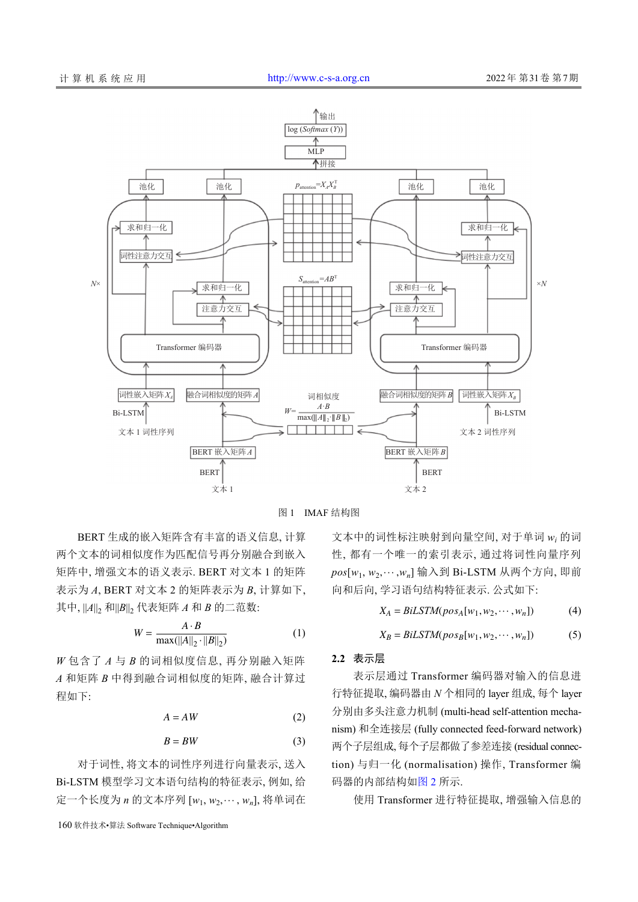图 1　IMAF 结构图

BERT 生成的嵌入矩阵含有丰富的语义信息, 计算两个文本的词相似度作为匹配信号再分别融合到嵌入矩阵中, 增强文本的语义表示. BERT 对文本 1 的矩阵表示为 $A$, BERT 对文本 2 的矩阵表示为 $B$, 计算如下, 其中, $\|A\|_2$ 和$\|B\|_2$ 代表矩阵 $A$ 和 $B$ 的二范数:

$$W = \frac{A \cdot B}{\max(\|A\|_2 \cdot \|B\|_2)} \tag{1}$$

$W$ 包含了 $A$ 与 $B$ 的词相似度信息, 再分别融入矩阵 $A$ 和矩阵 $B$ 中得到融合词相似度的矩阵, 融合计算过程如下:

$$A = AW \tag{2}$$

$$B = BW \tag{3}$$

对于词性, 将文本的词性序列进行向量表示, 送入 Bi-LSTM 模型学习文本语句结构的特征表示, 例如, 给定一个长度为 $n$ 的文本序列 $[w_1, w_2, \cdots, w_n]$, 将单词在文本中的词性标注映射到向量空间, 对于单词 $w_i$ 的词性, 都有一个唯一的索引表示, 通过将词性向量序列 $pos[w_1, w_2, \cdots, w_n]$ 输入到 Bi-LSTM 从两个方向, 即前向和后向, 学习语句结构特征表示. 公式如下:

$$X_A = BiLSTM(pos_A[w_1, w_2, \cdots, w_n]) \tag{4}$$

$$X_B = BiLSTM(pos_B[w_1, w_2, \cdots, w_n]) \tag{5}$$

## 2.2　表示层

表示层通过 Transformer 编码器对输入的信息进行特征提取, 编码器由 $N$ 个相同的 layer 组成, 每个 layer 分别由多头注意力机制 (multi-head self-attention mechanism) 和全连接层 (fully connected feed-forward network) 两个子层组成, 每个子层都做了参差连接 (residual connection) 与归一化 (normalisation) 操作, Transformer 编码器的内部结构如图 2 所示.

使用 Transformer 进行特征提取, 增强输入信息的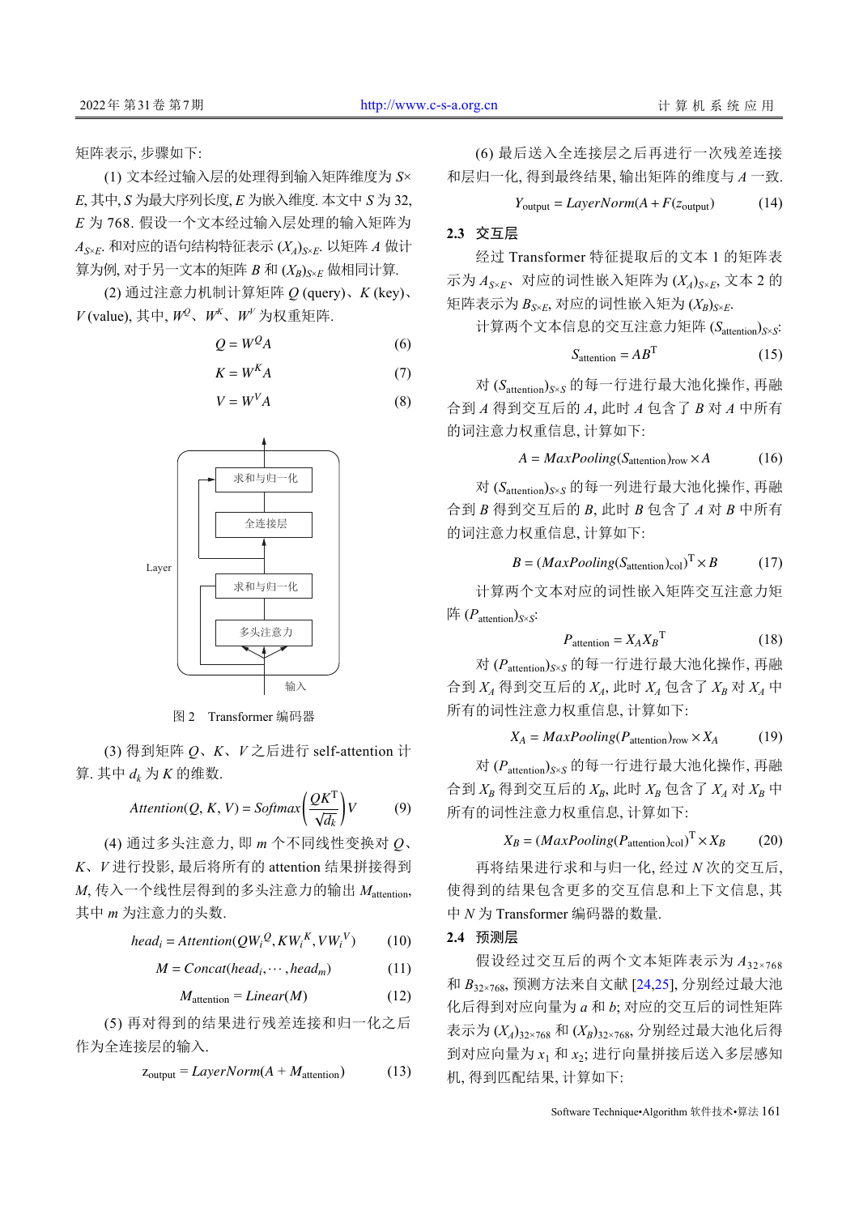矩阵表示, 步骤如下:

(1) 文本经过输入层的处理得到输入矩阵维度为 $S\times E$, 其中, $S$ 为最大序列长度, $E$ 为嵌入维度. 本文中 $S$ 为 32, $E$ 为 768. 假设一个文本经过输入层处理的输入矩阵为 $A_{S\times E}$. 和对应的语句结构特征表示 $(X_A)_{S\times E}$. 以矩阵 $A$ 做计算为例, 对于另一文本的矩阵 $B$ 和 $(X_B)_{S\times E}$ 做相同计算.

(2) 通过注意力机制计算矩阵 $Q$ (query)、$K$ (key)、$V$ (value), 其中, $W^Q$、$W^K$、$W^V$ 为权重矩阵.

$$Q = W^Q A \tag{6}$$

$$K = W^K A \tag{7}$$

$$V = W^V A \tag{8}$$

Layer

求和与归一化

全连接层

求和与归一化

多头注意力

输入

图 2　Transformer 编码器

(3) 得到矩阵 $Q$、$K$、$V$ 之后进行 self-attention 计算. 其中 $d_k$ 为 $K$ 的维数.

$$Attention(Q,K,V) = Softmax\left(\frac{QK^{\mathrm{T}}}{\sqrt{d_k}}\right)V \tag{9}$$

(4) 通过多头注意力, 即 $m$ 个不同线性变换对 $Q$、$K$、$V$ 进行投影, 最后将所有的 attention 结果拼接得到 $M$, 传入一个线性层得到的多头注意力的输出 $M_{\text{attention}}$, 其中 $m$ 为注意力的头数.

$$head_i = Attention(QW_i^Q, KW_i^K, VW_i^V) \tag{10}$$

$$M = Concat(head_i, \cdots, head_m) \tag{11}$$

$$M_{\text{attention}} = Linear(M) \tag{12}$$

(5) 再对得到的结果进行残差连接和归一化之后作为全连接层的输入.

$$z_{\text{output}} = LayerNorm(A + M_{\text{attention}}) \tag{13}$$

(6) 最后送入全连接层之后再进行一次残差连接和层归一化, 得到最终结果, 输出矩阵的维度与 $A$ 一致.

$$Y_{\text{output}} = LayerNorm(A + F(z_{\text{output}})) \tag{14}$$

### 2.3　交互层

经过 Transformer 特征提取后的文本 1 的矩阵表示为 $A_{S\times E}$、对应的词性嵌入矩阵为 $(X_A)_{S\times E}$, 文本 2 的矩阵表示为 $B_{S\times E}$, 对应的词性嵌入矩为 $(X_B)_{S\times E}$.

计算两个文本信息的交互注意力矩阵 $(S_{\text{attention}})_{S\times S}$:

$$S_{\text{attention}} = AB^{\mathrm{T}} \tag{15}$$

对 $(S_{\text{attention}})_{S\times S}$ 的每一行进行最大池化操作, 再融合到 $A$ 得到交互后的 $A$, 此时 $A$ 包含了 $B$ 对 $A$ 中所有的词注意力权重信息, 计算如下:

$$A = MaxPooling(S_{\text{attention}})_{\text{row}} \times A \tag{16}$$

对 $(S_{\text{attention}})_{S\times S}$ 的每一列进行最大池化操作, 再融合到 $B$ 得到交互后的 $B$, 此时 $B$ 包含了 $A$ 对 $B$ 中所有的词注意力权重信息, 计算如下:

$$B = (MaxPooling(S_{\text{attention}})_{\text{col}})^{\mathrm{T}} \times B \tag{17}$$

计算两个文本对应的词性嵌入矩阵交互注意力矩阵 $(P_{\text{attention}})_{S\times S}$:

$$P_{\text{attention}} = X_A X_B^{\mathrm{T}} \tag{18}$$

对 $(P_{\text{attention}})_{S\times S}$ 的每一行进行最大池化操作, 再融合到 $X_A$ 得到交互后的 $X_A$, 此时 $X_A$ 包含了 $X_B$ 对 $X_A$ 中所有的词性注意力权重信息, 计算如下:

$$X_A = MaxPooling(P_{\text{attention}})_{\text{row}} \times X_A \tag{19}$$

对 $(P_{\text{attention}})_{S\times S}$ 的每一行进行最大池化操作, 再融合到 $X_B$ 得到交互后的 $X_B$, 此时 $X_B$ 包含了 $X_A$ 对 $X_B$ 中所有的词性注意力权重信息, 计算如下:

$$X_B = (MaxPooling(P_{\text{attention}})_{\text{col}})^{\mathrm{T}} \times X_B \tag{20}$$

再将结果进行求和与归一化, 经过 $N$ 次的交互后, 使得到的结果包含更多的交互信息和上下文信息, 其中 $N$ 为 Transformer 编码器的数量.

### 2.4　预测层

假设经过交互后的两个文本矩阵表示为 $A_{32\times 768}$ 和 $B_{32\times 768}$, 预测方法来自文献 [24,25], 分别经过最大池化后得到对应向量为 $a$ 和 $b$; 对应的交互后的词性矩阵表示为 $(X_A)_{32\times 768}$ 和 $(X_B)_{32\times 768}$, 分别经过最大池化后得到对应向量为 $x_1$ 和 $x_2$; 进行向量拼接后送入多层感知机, 得到匹配结果, 计算如下: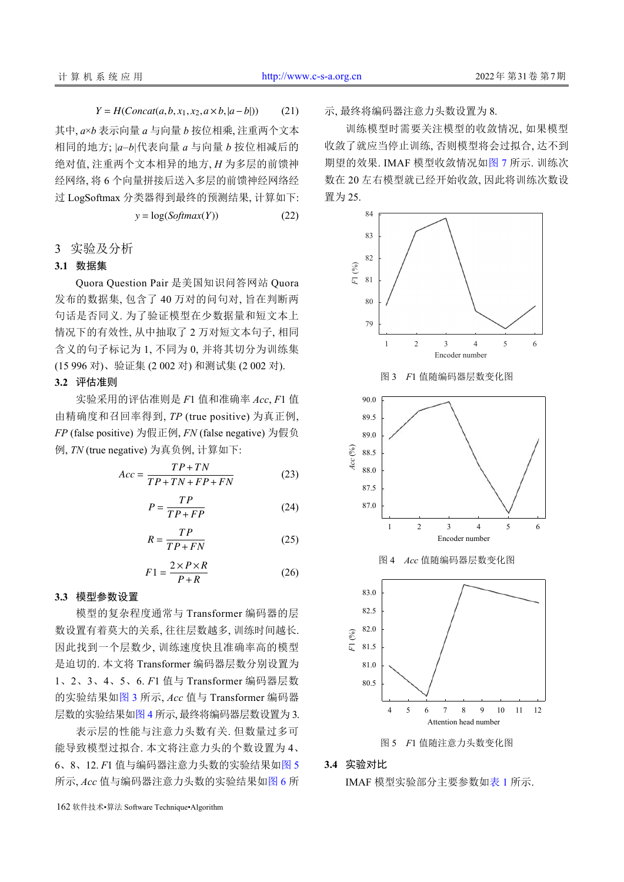$$Y = H(Concat(a, b, x_1, x_2, a \times b, |a - b|)) \tag{21}$$

其中, $a \times b$ 表示向量 $a$ 与向量 $b$ 按位相乘, 注重两个文本相同的地方; $|a-b|$代表向量 $a$ 与向量 $b$ 按位相减后的绝对值, 注重两个文本相异的地方, $H$ 为多层的前馈神经网络, 将 6 个向量拼接后送入多层的前馈神经网络经过 LogSoftmax 分类器得到最终的预测结果, 计算如下:

$$y = \log(Softmax(Y)) \tag{22}$$

## 3 实验及分析

### 3.1 数据集

Quora Question Pair 是美国知识问答网站 Quora 发布的数据集, 包含了 40 万对的问句对, 旨在判断两句话是否同义. 为了验证模型在少数据量和短文本上情况下的有效性, 从中抽取了 2 万对短文本句子, 相同含义的句子标记为 1, 不同为 0, 并将其切分为训练集 (15 996 对)、验证集 (2 002 对) 和测试集 (2 002 对).

### 3.2 评估准则

实验采用的评估准则是 $F1$ 值和准确率 $Acc$, $F1$ 值由精确度和召回率得到, $TP$ (true positive) 为真正例, $FP$ (false positive) 为假正例, $FN$ (false negative) 为假负例, $TN$ (true negative) 为真负例, 计算如下:

$$Acc = \frac{TP + TN}{TP + TN + FP + FN} \tag{23}$$

$$P = \frac{TP}{TP + FP} \tag{24}$$

$$R = \frac{TP}{TP + FN} \tag{25}$$

$$F1 = \frac{2 \times P \times R}{P + R} \tag{26}$$

### 3.3 模型参数设置

模型的复杂程度通常与 Transformer 编码器的层数设置有着莫大的关系, 往往层数越多, 训练时间越长. 因此找到一个层数少, 训练速度快且准确率高的模型是迫切的. 本文将 Transformer 编码器层数分别设置为 1、2、3、4、5、6. $F1$ 值与 Transformer 编码器层数的实验结果如图 3 所示, $Acc$ 值与 Transformer 编码器层数的实验结果如图 4 所示, 最终将编码器层数设置为 3.

表示层的性能与注意力头数有关. 但数量过多可能导致模型过拟合. 本文将注意力头的个数设置为 4、6、8、12. $F1$ 值与编码器注意力头数的实验结果如图 5 所示, $Acc$ 值与编码器注意力头数的实验结果如图 6 所示, 最终将编码器注意力头数设置为 8.

训练模型时需要关注模型的收敛情况, 如果模型收敛了就应当停止训练, 否则模型将会过拟合, 达不到期望的效果. IMAF 模型收敛情况如图 7 所示. 训练次数在 20 左右模型就已经开始收敛, 因此将训练次数设置为 25.

图 3　$F1$ 值随编码器层数变化图

图 4　$Acc$ 值随编码器层数变化图

图 5　$F1$ 值随注意力头数变化图

### 3.4 实验对比

IMAF 模型实验部分主要参数如表 1 所示.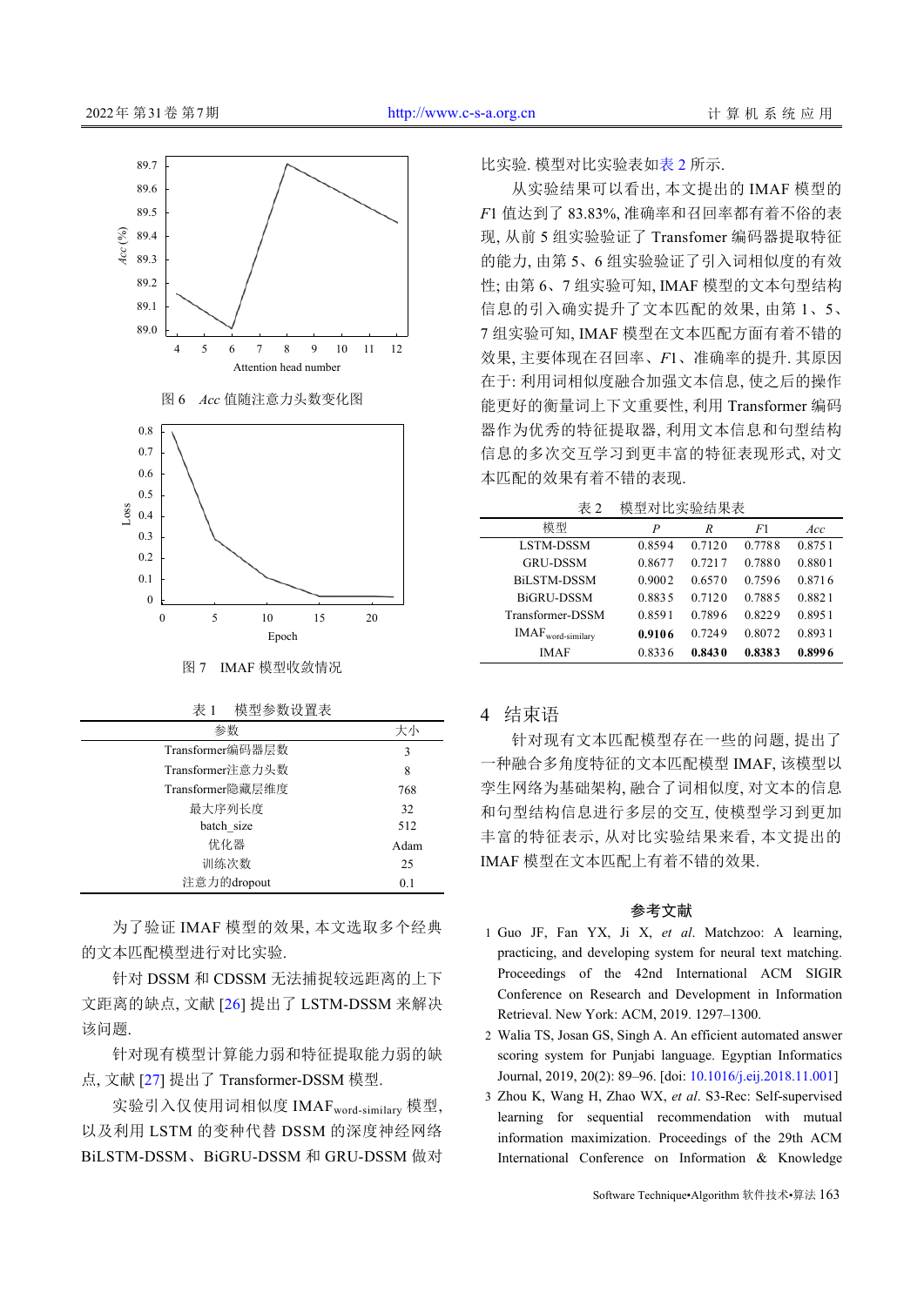图 6 *Acc* 值随注意力头数变化图

图 7 IMAF 模型收敛情况

表 1 模型参数设置表

| 参数 | 大小 |
|---|---|
| Transformer编码器层数 | 3 |
| Transformer注意力头数 | 8 |
| Transformer隐藏层维度 | 768 |
| 最大序列长度 | 32 |
| batch_size | 512 |
| 优化器 | Adam |
| 训练次数 | 25 |
| 注意力的dropout | 0.1 |

为了验证 IMAF 模型的效果, 本文选取多个经典的文本匹配模型进行对比实验.

针对 DSSM 和 CDSSM 无法捕捉较远距离的上下文距离的缺点, 文献 [26] 提出了 LSTM-DSSM 来解决该问题.

针对现有模型计算能力弱和特征提取能力弱的缺点, 文献 [27] 提出了 Transformer-DSSM 模型.

实验引入仅使用词相似度 $\text{IMAF}_{\text{word-similary}}$ 模型, 以及利用 LSTM 的变种代替 DSSM 的深度神经网络 BiLSTM-DSSM、BiGRU-DSSM 和 GRU-DSSM 做对比实验. 模型对比实验表如表 2 所示.

从实验结果可以看出, 本文提出的 IMAF 模型的 *F*1 值达到了 83.83%, 准确率和召回率都有着不俗的表现, 从前 5 组实验验证了 Transfomer 编码器提取特征的能力, 由第 5、6 组实验验证了引入词相似度的有效性; 由第 6、7 组实验可知, IMAF 模型的文本句型结构信息的引入确实提升了文本匹配的效果, 由第 1、5、7 组实验可知, IMAF 模型在文本匹配方面有着不错的效果, 主要体现在召回率、*F*1、准确率的提升. 其原因在于: 利用词相似度融合加强文本信息, 使之后的操作能更好的衡量词上下文重要性, 利用 Transformer 编码器作为优秀的特征提取器, 利用文本信息和句型结构信息的多次交互学习到更丰富的特征表现形式, 对文本匹配的效果有着不错的表现.

表 2 模型对比实验结果表

| 模型 | *P* | *R* | *F*1 | *Acc* |
|---|---|---|---|---|
| LSTM-DSSM | 0.8594 | 0.7120 | 0.7788 | 0.8751 |
| GRU-DSSM | 0.8677 | 0.7217 | 0.7880 | 0.8801 |
| BiLSTM-DSSM | 0.9002 | 0.6570 | 0.7596 | 0.8716 |
| BiGRU-DSSM | 0.8835 | 0.7120 | 0.7885 | 0.8821 |
| Transformer-DSSM | 0.8591 | 0.7896 | 0.8229 | 0.8951 |
| $\text{IMAF}_{\text{word-similary}}$ | **0.9106** | 0.7249 | 0.8072 | 0.8931 |
| IMAF | 0.8336 | **0.8430** | **0.8383** | **0.8996** |

## 4 结束语

针对现有文本匹配模型存在一些的问题, 提出了一种融合多角度特征的文本匹配模型 IMAF, 该模型以孪生网络为基础架构, 融合了词相似度, 对文本的信息和句型结构信息进行多层的交互, 使模型学习到更加丰富的特征表示, 从对比实验结果来看, 本文提出的 IMAF 模型在文本匹配上有着不错的效果.

### 参考文献

1 Guo JF, Fan YX, Ji X, *et al*. Matchzoo: A learning, practicing, and developing system for neural text matching. Proceedings of the 42nd International ACM SIGIR Conference on Research and Development in Information Retrieval. New York: ACM, 2019. 1297–1300.

2 Walia TS, Josan GS, Singh A. An efficient automated answer scoring system for Punjabi language. Egyptian Informatics Journal, 2019, 20(2): 89–96. [doi: 10.1016/j.eij.2018.11.001]

3 Zhou K, Wang H, Zhao WX, *et al*. S3-Rec: Self-supervised learning for sequential recommendation with mutual information maximization. Proceedings of the 29th ACM International Conference on Information & Knowledge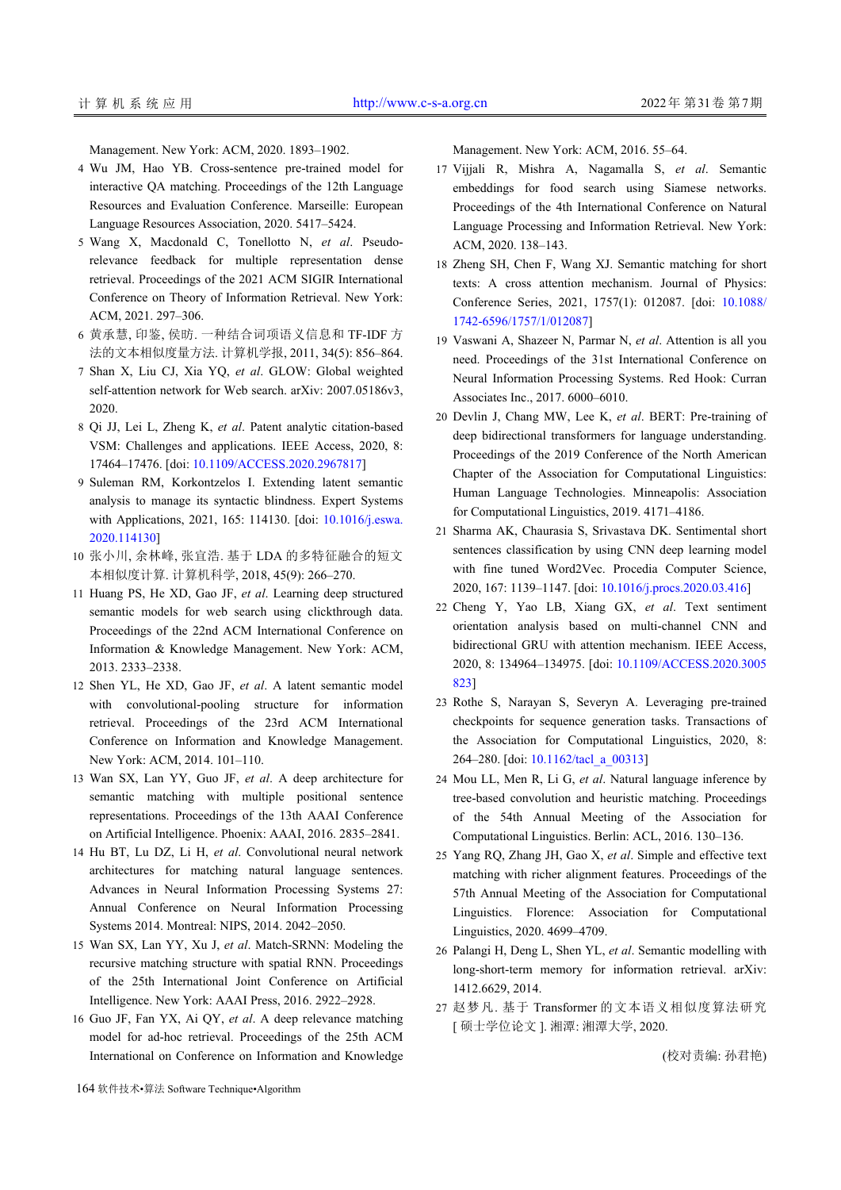Management. New York: ACM, 2020. 1893–1902.

4 Wu JM, Hao YB. Cross-sentence pre-trained model for interactive QA matching. Proceedings of the 12th Language Resources and Evaluation Conference. Marseille: European Language Resources Association, 2020. 5417–5424.

5 Wang X, Macdonald C, Tonellotto N, *et al*. Pseudo-relevance feedback for multiple representation dense retrieval. Proceedings of the 2021 ACM SIGIR International Conference on Theory of Information Retrieval. New York: ACM, 2021. 297–306.

6 黄承慧, 印鉴, 侯昉. 一种结合词项语义信息和 TF-IDF 方法的文本相似度量方法. 计算机学报, 2011, 34(5): 856–864.

7 Shan X, Liu CJ, Xia YQ, *et al*. GLOW: Global weighted self-attention network for Web search. arXiv: 2007.05186v3, 2020.

8 Qi JJ, Lei L, Zheng K, *et al*. Patent analytic citation-based VSM: Challenges and applications. IEEE Access, 2020, 8: 17464–17476. [doi: 10.1109/ACCESS.2020.2967817]

9 Suleman RM, Korkontzelos I. Extending latent semantic analysis to manage its syntactic blindness. Expert Systems with Applications, 2021, 165: 114130. [doi: 10.1016/j.eswa.2020.114130]

10 张小川, 余林峰, 张宜浩. 基于 LDA 的多特征融合的短文本相似度计算. 计算机科学, 2018, 45(9): 266–270.

11 Huang PS, He XD, Gao JF, *et al*. Learning deep structured semantic models for web search using clickthrough data. Proceedings of the 22nd ACM International Conference on Information & Knowledge Management. New York: ACM, 2013. 2333–2338.

12 Shen YL, He XD, Gao JF, *et al*. A latent semantic model with convolutional-pooling structure for information retrieval. Proceedings of the 23rd ACM International Conference on Information and Knowledge Management. New York: ACM, 2014. 101–110.

13 Wan SX, Lan YY, Guo JF, *et al*. A deep architecture for semantic matching with multiple positional sentence representations. Proceedings of the 13th AAAI Conference on Artificial Intelligence. Phoenix: AAAI, 2016. 2835–2841.

14 Hu BT, Lu DZ, Li H, *et al*. Convolutional neural network architectures for matching natural language sentences. Advances in Neural Information Processing Systems 27: Annual Conference on Neural Information Processing Systems 2014. Montreal: NIPS, 2014. 2042–2050.

15 Wan SX, Lan YY, Xu J, *et al*. Match-SRNN: Modeling the recursive matching structure with spatial RNN. Proceedings of the 25th International Joint Conference on Artificial Intelligence. New York: AAAI Press, 2016. 2922–2928.

16 Guo JF, Fan YX, Ai QY, *et al*. A deep relevance matching model for ad-hoc retrieval. Proceedings of the 25th ACM International on Conference on Information and Knowledge Management. New York: ACM, 2016. 55–64.

17 Vijjali R, Mishra A, Nagamalla S, *et al*. Semantic embeddings for food search using Siamese networks. Proceedings of the 4th International Conference on Natural Language Processing and Information Retrieval. New York: ACM, 2020. 138–143.

18 Zheng SH, Chen F, Wang XJ. Semantic matching for short texts: A cross attention mechanism. Journal of Physics: Conference Series, 2021, 1757(1): 012087. [doi: 10.1088/1742-6596/1757/1/012087]

19 Vaswani A, Shazeer N, Parmar N, *et al*. Attention is all you need. Proceedings of the 31st International Conference on Neural Information Processing Systems. Red Hook: Curran Associates Inc., 2017. 6000–6010.

20 Devlin J, Chang MW, Lee K, *et al*. BERT: Pre-training of deep bidirectional transformers for language understanding. Proceedings of the 2019 Conference of the North American Chapter of the Association for Computational Linguistics: Human Language Technologies. Minneapolis: Association for Computational Linguistics, 2019. 4171–4186.

21 Sharma AK, Chaurasia S, Srivastava DK. Sentimental short sentences classification by using CNN deep learning model with fine tuned Word2Vec. Procedia Computer Science, 2020, 167: 1139–1147. [doi: 10.1016/j.procs.2020.03.416]

22 Cheng Y, Yao LB, Xiang GX, *et al*. Text sentiment orientation analysis based on multi-channel CNN and bidirectional GRU with attention mechanism. IEEE Access, 2020, 8: 134964–134975. [doi: 10.1109/ACCESS.2020.3005823]

23 Rothe S, Narayan S, Severyn A. Leveraging pre-trained checkpoints for sequence generation tasks. Transactions of the Association for Computational Linguistics, 2020, 8: 264–280. [doi: 10.1162/tacl_a_00313]

24 Mou LL, Men R, Li G, *et al*. Natural language inference by tree-based convolution and heuristic matching. Proceedings of the 54th Annual Meeting of the Association for Computational Linguistics. Berlin: ACL, 2016. 130–136.

25 Yang RQ, Zhang JH, Gao X, *et al*. Simple and effective text matching with richer alignment features. Proceedings of the 57th Annual Meeting of the Association for Computational Linguistics. Florence: Association for Computational Linguistics, 2020. 4699–4709.

26 Palangi H, Deng L, Shen YL, *et al*. Semantic modelling with long-short-term memory for information retrieval. arXiv: 1412.6629, 2014.

27 赵梦凡. 基于 Transformer 的文本语义相似度算法研究 [硕士学位论文]. 湘潭: 湘潭大学, 2020.

(校对责编: 孙君艳)